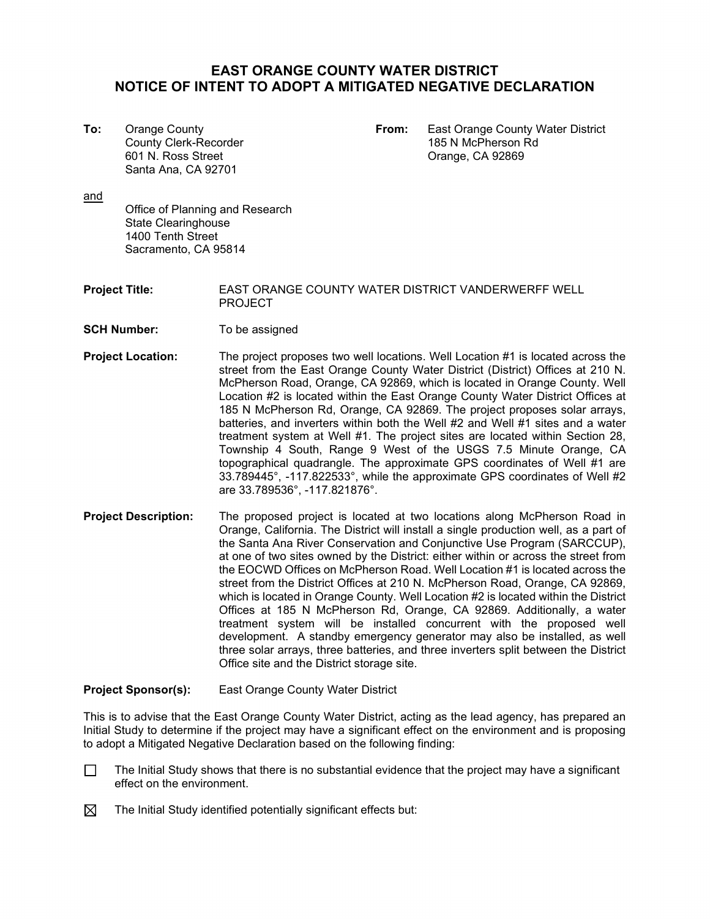# EAST ORANGE COUNTY WATER DISTRICT
# NOTICE OF INTENT TO ADOPT A MITIGATED NEGATIVE DECLARATION

**To:** Orange County
County Clerk-Recorder
601 N. Ross Street
Santa Ana, CA 92701

**From:** East Orange County Water District
185 N McPherson Rd
Orange, CA 92869

<u>and</u>

Office of Planning and Research
State Clearinghouse
1400 Tenth Street
Sacramento, CA 95814

**Project Title:** EAST ORANGE COUNTY WATER DISTRICT VANDERWERFF WELL PROJECT

**SCH Number:** To be assigned

**Project Location:** The project proposes two well locations. Well Location #1 is located across the street from the East Orange County Water District (District) Offices at 210 N. McPherson Road, Orange, CA 92869, which is located in Orange County. Well Location #2 is located within the East Orange County Water District Offices at 185 N McPherson Rd, Orange, CA 92869. The project proposes solar arrays, batteries, and inverters within both the Well #2 and Well #1 sites and a water treatment system at Well #1. The project sites are located within Section 28, Township 4 South, Range 9 West of the USGS 7.5 Minute Orange, CA topographical quadrangle. The approximate GPS coordinates of Well #1 are 33.789445°, -117.822533°, while the approximate GPS coordinates of Well #2 are 33.789536°, -117.821876°.

**Project Description:** The proposed project is located at two locations along McPherson Road in Orange, California. The District will install a single production well, as a part of the Santa Ana River Conservation and Conjunctive Use Program (SARCCUP), at one of two sites owned by the District: either within or across the street from the EOCWD Offices on McPherson Road. Well Location #1 is located across the street from the District Offices at 210 N. McPherson Road, Orange, CA 92869, which is located in Orange County. Well Location #2 is located within the District Offices at 185 N McPherson Rd, Orange, CA 92869. Additionally, a water treatment system will be installed concurrent with the proposed well development. A standby emergency generator may also be installed, as well three solar arrays, three batteries, and three inverters split between the District Office site and the District storage site.

**Project Sponsor(s):** East Orange County Water District

This is to advise that the East Orange County Water District, acting as the lead agency, has prepared an Initial Study to determine if the project may have a significant effect on the environment and is proposing to adopt a Mitigated Negative Declaration based on the following finding:

☐ The Initial Study shows that there is no substantial evidence that the project may have a significant effect on the environment.

☒ The Initial Study identified potentially significant effects but: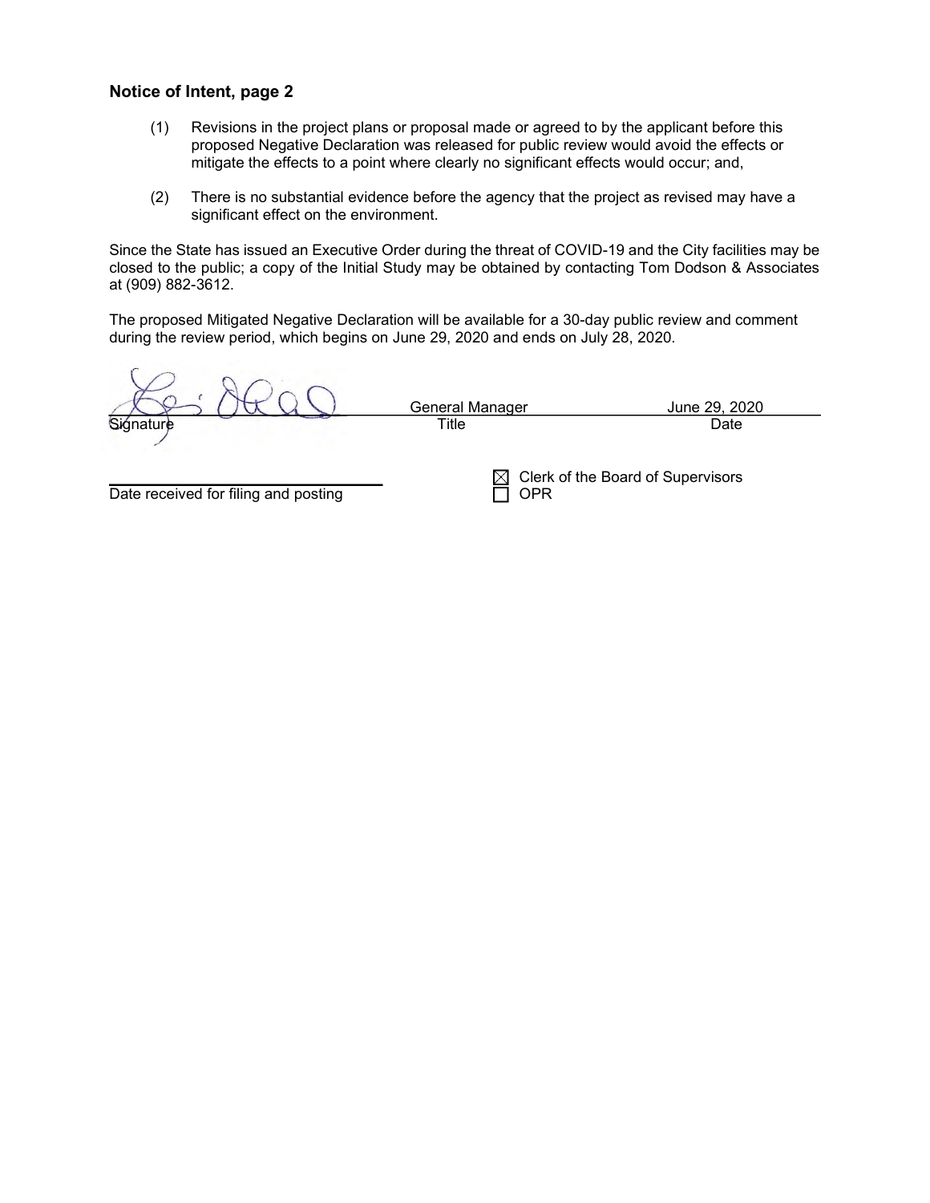### Notice of Intent, page 2

(1) Revisions in the project plans or proposal made or agreed to by the applicant before this proposed Negative Declaration was released for public review would avoid the effects or mitigate the effects to a point where clearly no significant effects would occur; and,

(2) There is no substantial evidence before the agency that the project as revised may have a significant effect on the environment.

Since the State has issued an Executive Order during the threat of COVID-19 and the City facilities may be closed to the public; a copy of the Initial Study may be obtained by contacting Tom Dodson & Associates at (909) 882-3612.

The proposed Mitigated Negative Declaration will be available for a 30-day public review and comment during the review period, which begins on June 29, 2020 and ends on July 28, 2020.

| | | |
|---|---|---|
| [signature] | General Manager | June 29, 2020 |
| Signature | Title | Date |

\_\_\_\_\_\_\_\_\_\_\_\_\_\_\_\_\_\_\_\_\_\_\_\_\_\_\_\_\_\_\_\_
Date received for filing and posting

☒ Clerk of the Board of Supervisors
☐ OPR